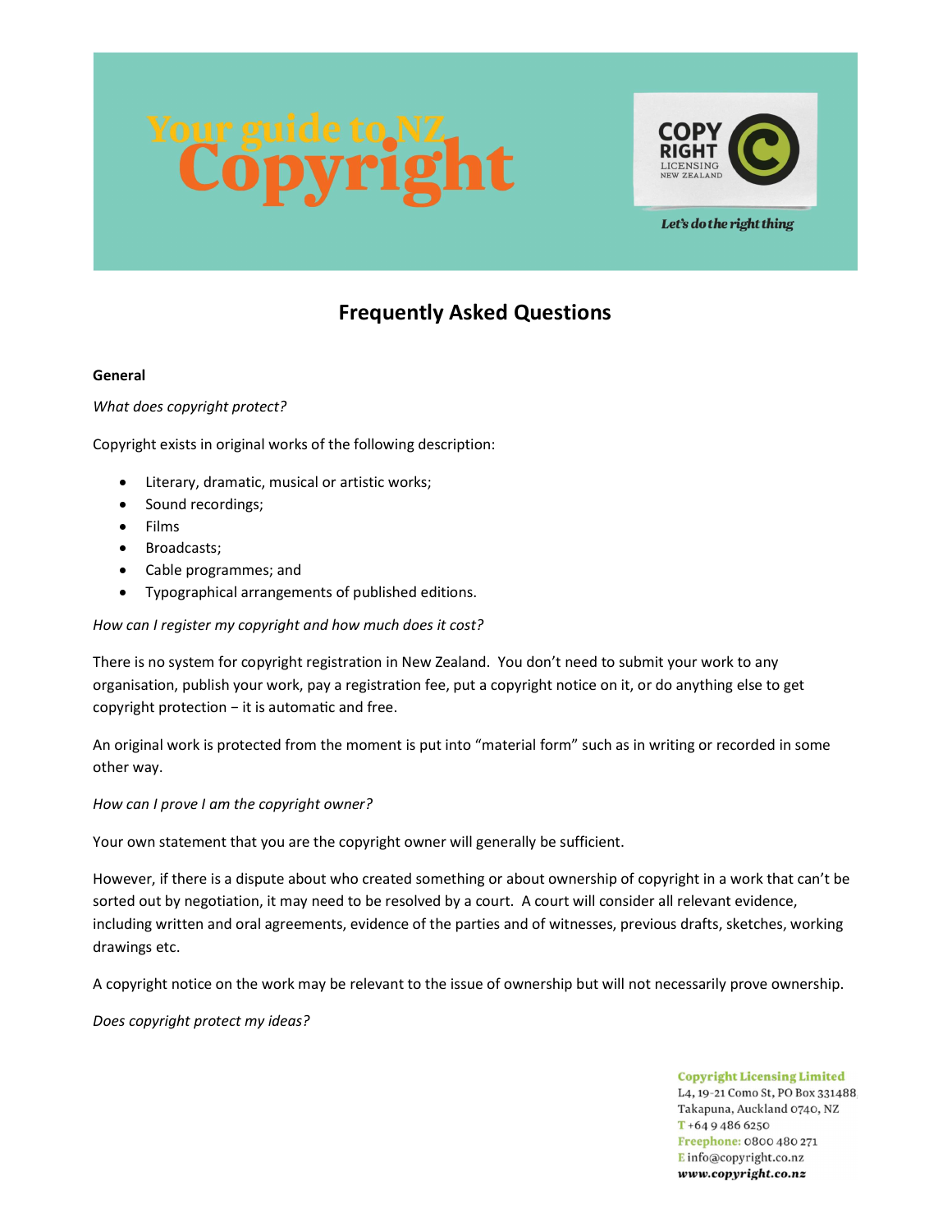# Your guide to NZ Copyright

COPY RIGHT LICENSING NEW ZEALAND

*Let's do the right thing*

## Frequently Asked Questions

### General

*What does copyright protect?*

Copyright exists in original works of the following description:

- Literary, dramatic, musical or artistic works;
- Sound recordings;
- Films
- Broadcasts;
- Cable programmes; and
- Typographical arrangements of published editions.

*How can I register my copyright and how much does it cost?*

There is no system for copyright registration in New Zealand. You don't need to submit your work to any organisation, publish your work, pay a registration fee, put a copyright notice on it, or do anything else to get copyright protection – it is automatic and free.

An original work is protected from the moment is put into "material form" such as in writing or recorded in some other way.

*How can I prove I am the copyright owner?*

Your own statement that you are the copyright owner will generally be sufficient.

However, if there is a dispute about who created something or about ownership of copyright in a work that can't be sorted out by negotiation, it may need to be resolved by a court. A court will consider all relevant evidence, including written and oral agreements, evidence of the parties and of witnesses, previous drafts, sketches, working drawings etc.

A copyright notice on the work may be relevant to the issue of ownership but will not necessarily prove ownership.

*Does copyright protect my ideas?*

**Copyright Licensing Limited**
L4, 19-21 Como St, PO Box 331488
Takapuna, Auckland 0740, NZ
T +64 9 486 6250
Freephone: 0800 480 271
E info@copyright.co.nz
www.copyright.co.nz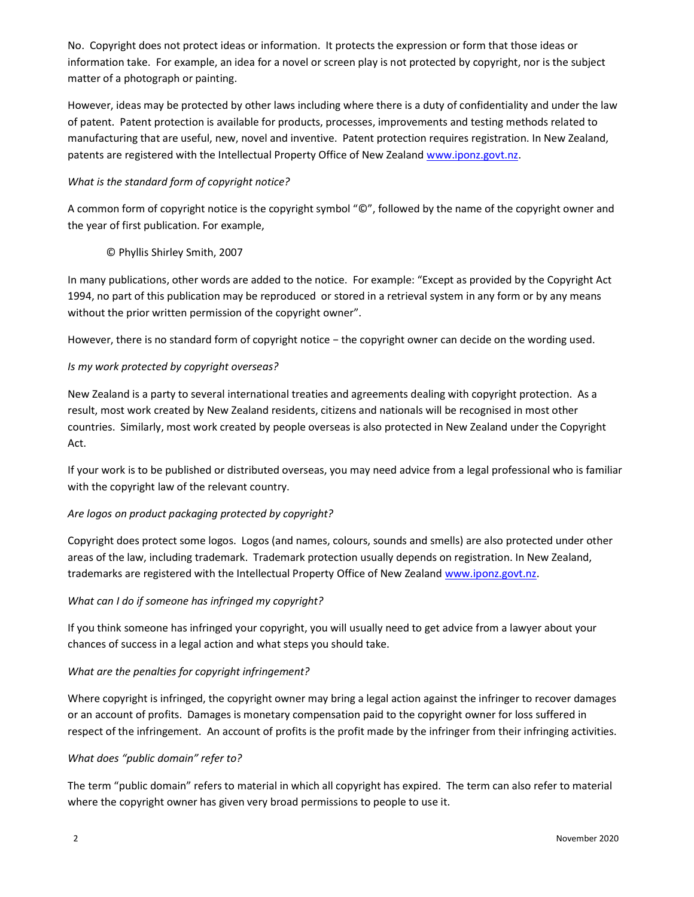No. Copyright does not protect ideas or information. It protects the expression or form that those ideas or information take. For example, an idea for a novel or screen play is not protected by copyright, nor is the subject matter of a photograph or painting.

However, ideas may be protected by other laws including where there is a duty of confidentiality and under the law of patent. Patent protection is available for products, processes, improvements and testing methods related to manufacturing that are useful, new, novel and inventive. Patent protection requires registration. In New Zealand, patents are registered with the Intellectual Property Office of New Zealand [www.iponz.govt.nz](http://www.iponz.govt.nz).

*What is the standard form of copyright notice?*

A common form of copyright notice is the copyright symbol "©", followed by the name of the copyright owner and the year of first publication. For example,

> © Phyllis Shirley Smith, 2007

In many publications, other words are added to the notice. For example: "Except as provided by the Copyright Act 1994, no part of this publication may be reproduced or stored in a retrieval system in any form or by any means without the prior written permission of the copyright owner".

However, there is no standard form of copyright notice − the copyright owner can decide on the wording used.

*Is my work protected by copyright overseas?*

New Zealand is a party to several international treaties and agreements dealing with copyright protection. As a result, most work created by New Zealand residents, citizens and nationals will be recognised in most other countries. Similarly, most work created by people overseas is also protected in New Zealand under the Copyright Act.

If your work is to be published or distributed overseas, you may need advice from a legal professional who is familiar with the copyright law of the relevant country.

*Are logos on product packaging protected by copyright?*

Copyright does protect some logos. Logos (and names, colours, sounds and smells) are also protected under other areas of the law, including trademark. Trademark protection usually depends on registration. In New Zealand, trademarks are registered with the Intellectual Property Office of New Zealand [www.iponz.govt.nz](http://www.iponz.govt.nz).

*What can I do if someone has infringed my copyright?*

If you think someone has infringed your copyright, you will usually need to get advice from a lawyer about your chances of success in a legal action and what steps you should take.

*What are the penalties for copyright infringement?*

Where copyright is infringed, the copyright owner may bring a legal action against the infringer to recover damages or an account of profits. Damages is monetary compensation paid to the copyright owner for loss suffered in respect of the infringement. An account of profits is the profit made by the infringer from their infringing activities.

*What does "public domain" refer to?*

The term "public domain" refers to material in which all copyright has expired. The term can also refer to material where the copyright owner has given very broad permissions to people to use it.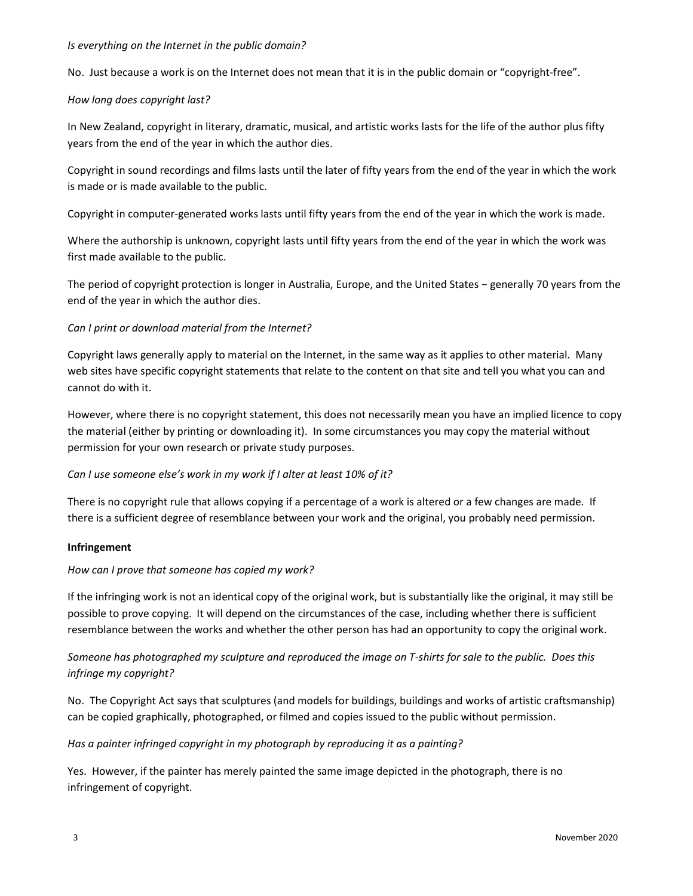*Is everything on the Internet in the public domain?*

No. Just because a work is on the Internet does not mean that it is in the public domain or "copyright-free".

*How long does copyright last?*

In New Zealand, copyright in literary, dramatic, musical, and artistic works lasts for the life of the author plus fifty years from the end of the year in which the author dies.

Copyright in sound recordings and films lasts until the later of fifty years from the end of the year in which the work is made or is made available to the public.

Copyright in computer-generated works lasts until fifty years from the end of the year in which the work is made.

Where the authorship is unknown, copyright lasts until fifty years from the end of the year in which the work was first made available to the public.

The period of copyright protection is longer in Australia, Europe, and the United States − generally 70 years from the end of the year in which the author dies.

*Can I print or download material from the Internet?*

Copyright laws generally apply to material on the Internet, in the same way as it applies to other material. Many web sites have specific copyright statements that relate to the content on that site and tell you what you can and cannot do with it.

However, where there is no copyright statement, this does not necessarily mean you have an implied licence to copy the material (either by printing or downloading it). In some circumstances you may copy the material without permission for your own research or private study purposes.

*Can I use someone else's work in my work if I alter at least 10% of it?*

There is no copyright rule that allows copying if a percentage of a work is altered or a few changes are made. If there is a sufficient degree of resemblance between your work and the original, you probably need permission.

**Infringement**

*How can I prove that someone has copied my work?*

If the infringing work is not an identical copy of the original work, but is substantially like the original, it may still be possible to prove copying. It will depend on the circumstances of the case, including whether there is sufficient resemblance between the works and whether the other person has had an opportunity to copy the original work.

*Someone has photographed my sculpture and reproduced the image on T-shirts for sale to the public. Does this infringe my copyright?*

No. The Copyright Act says that sculptures (and models for buildings, buildings and works of artistic craftsmanship) can be copied graphically, photographed, or filmed and copies issued to the public without permission.

*Has a painter infringed copyright in my photograph by reproducing it as a painting?*

Yes. However, if the painter has merely painted the same image depicted in the photograph, there is no infringement of copyright.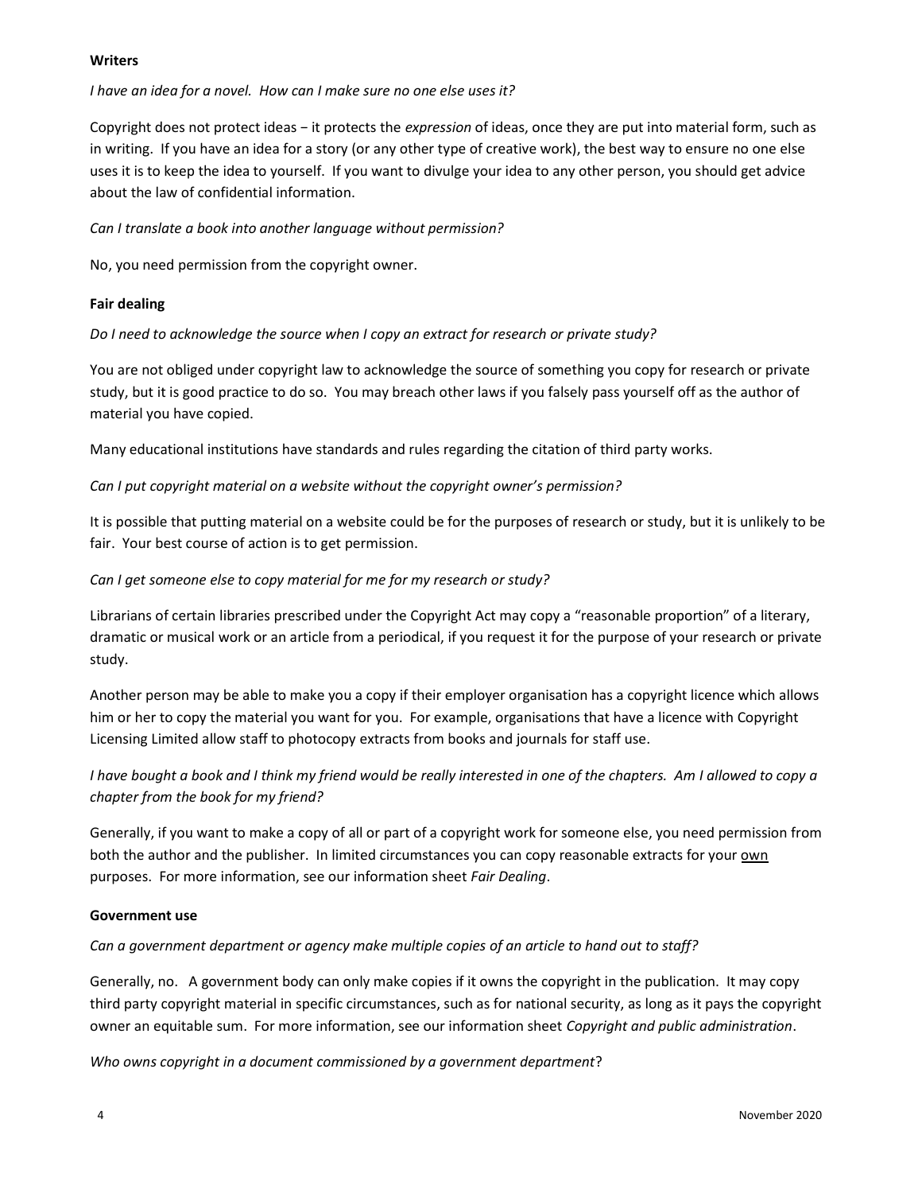**Writers**

*I have an idea for a novel. How can I make sure no one else uses it?*

Copyright does not protect ideas − it protects the *expression* of ideas, once they are put into material form, such as in writing. If you have an idea for a story (or any other type of creative work), the best way to ensure no one else uses it is to keep the idea to yourself. If you want to divulge your idea to any other person, you should get advice about the law of confidential information.

*Can I translate a book into another language without permission?*

No, you need permission from the copyright owner.

**Fair dealing**

*Do I need to acknowledge the source when I copy an extract for research or private study?*

You are not obliged under copyright law to acknowledge the source of something you copy for research or private study, but it is good practice to do so. You may breach other laws if you falsely pass yourself off as the author of material you have copied.

Many educational institutions have standards and rules regarding the citation of third party works.

*Can I put copyright material on a website without the copyright owner's permission?*

It is possible that putting material on a website could be for the purposes of research or study, but it is unlikely to be fair. Your best course of action is to get permission.

*Can I get someone else to copy material for me for my research or study?*

Librarians of certain libraries prescribed under the Copyright Act may copy a "reasonable proportion" of a literary, dramatic or musical work or an article from a periodical, if you request it for the purpose of your research or private study.

Another person may be able to make you a copy if their employer organisation has a copyright licence which allows him or her to copy the material you want for you. For example, organisations that have a licence with Copyright Licensing Limited allow staff to photocopy extracts from books and journals for staff use.

*I have bought a book and I think my friend would be really interested in one of the chapters. Am I allowed to copy a chapter from the book for my friend?*

Generally, if you want to make a copy of all or part of a copyright work for someone else, you need permission from both the author and the publisher. In limited circumstances you can copy reasonable extracts for your <u>own</u> purposes. For more information, see our information sheet *Fair Dealing*.

**Government use**

*Can a government department or agency make multiple copies of an article to hand out to staff?*

Generally, no. A government body can only make copies if it owns the copyright in the publication. It may copy third party copyright material in specific circumstances, such as for national security, as long as it pays the copyright owner an equitable sum. For more information, see our information sheet *Copyright and public administration*.

*Who owns copyright in a document commissioned by a government department*?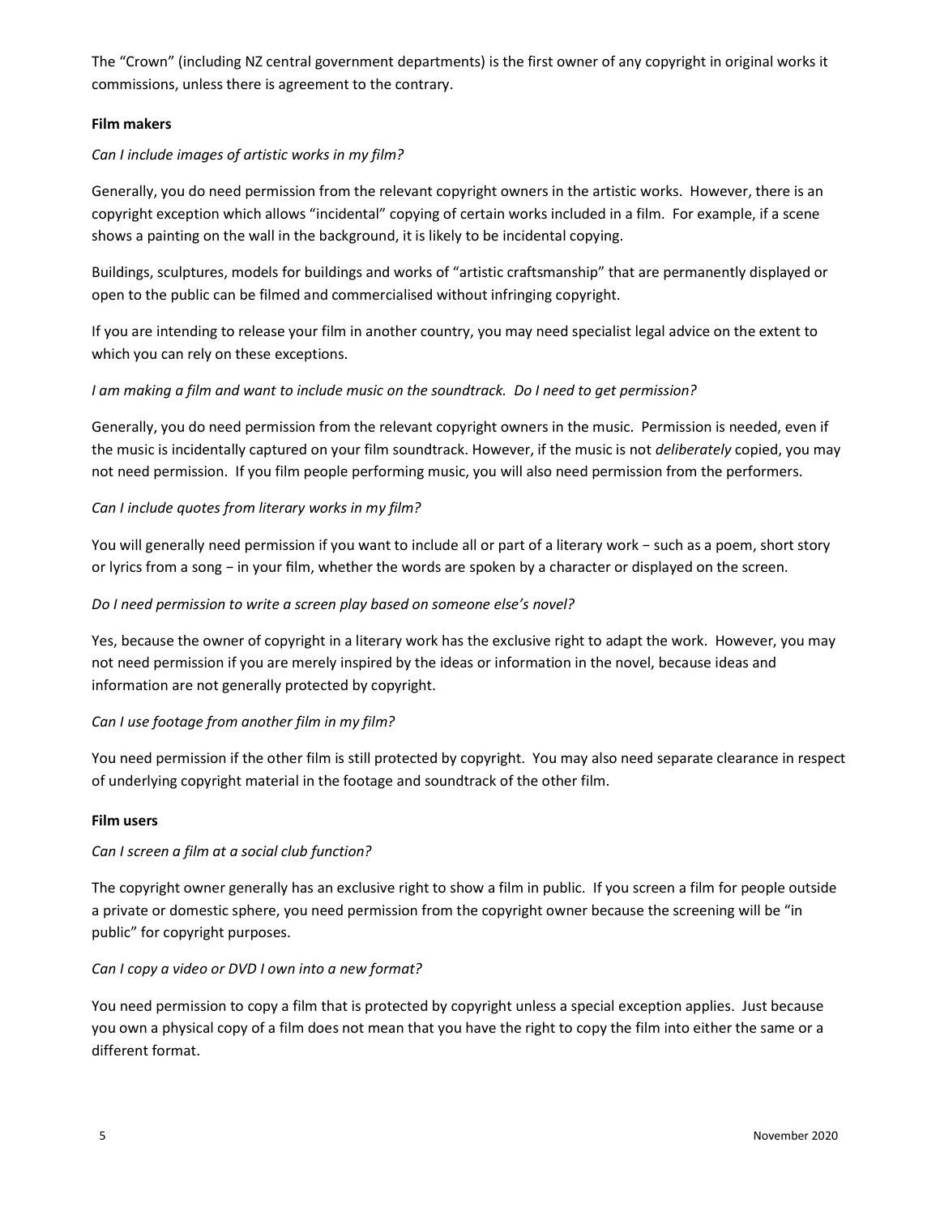The "Crown" (including NZ central government departments) is the first owner of any copyright in original works it commissions, unless there is agreement to the contrary.

**Film makers**

*Can I include images of artistic works in my film?*

Generally, you do need permission from the relevant copyright owners in the artistic works. However, there is an copyright exception which allows "incidental" copying of certain works included in a film. For example, if a scene shows a painting on the wall in the background, it is likely to be incidental copying.

Buildings, sculptures, models for buildings and works of "artistic craftsmanship" that are permanently displayed or open to the public can be filmed and commercialised without infringing copyright.

If you are intending to release your film in another country, you may need specialist legal advice on the extent to which you can rely on these exceptions.

*I am making a film and want to include music on the soundtrack. Do I need to get permission?*

Generally, you do need permission from the relevant copyright owners in the music. Permission is needed, even if the music is incidentally captured on your film soundtrack. However, if the music is not *deliberately* copied, you may not need permission. If you film people performing music, you will also need permission from the performers.

*Can I include quotes from literary works in my film?*

You will generally need permission if you want to include all or part of a literary work − such as a poem, short story or lyrics from a song − in your film, whether the words are spoken by a character or displayed on the screen.

*Do I need permission to write a screen play based on someone else's novel?*

Yes, because the owner of copyright in a literary work has the exclusive right to adapt the work. However, you may not need permission if you are merely inspired by the ideas or information in the novel, because ideas and information are not generally protected by copyright.

*Can I use footage from another film in my film?*

You need permission if the other film is still protected by copyright. You may also need separate clearance in respect of underlying copyright material in the footage and soundtrack of the other film.

**Film users**

*Can I screen a film at a social club function?*

The copyright owner generally has an exclusive right to show a film in public. If you screen a film for people outside a private or domestic sphere, you need permission from the copyright owner because the screening will be "in public" for copyright purposes.

*Can I copy a video or DVD I own into a new format?*

You need permission to copy a film that is protected by copyright unless a special exception applies. Just because you own a physical copy of a film does not mean that you have the right to copy the film into either the same or a different format.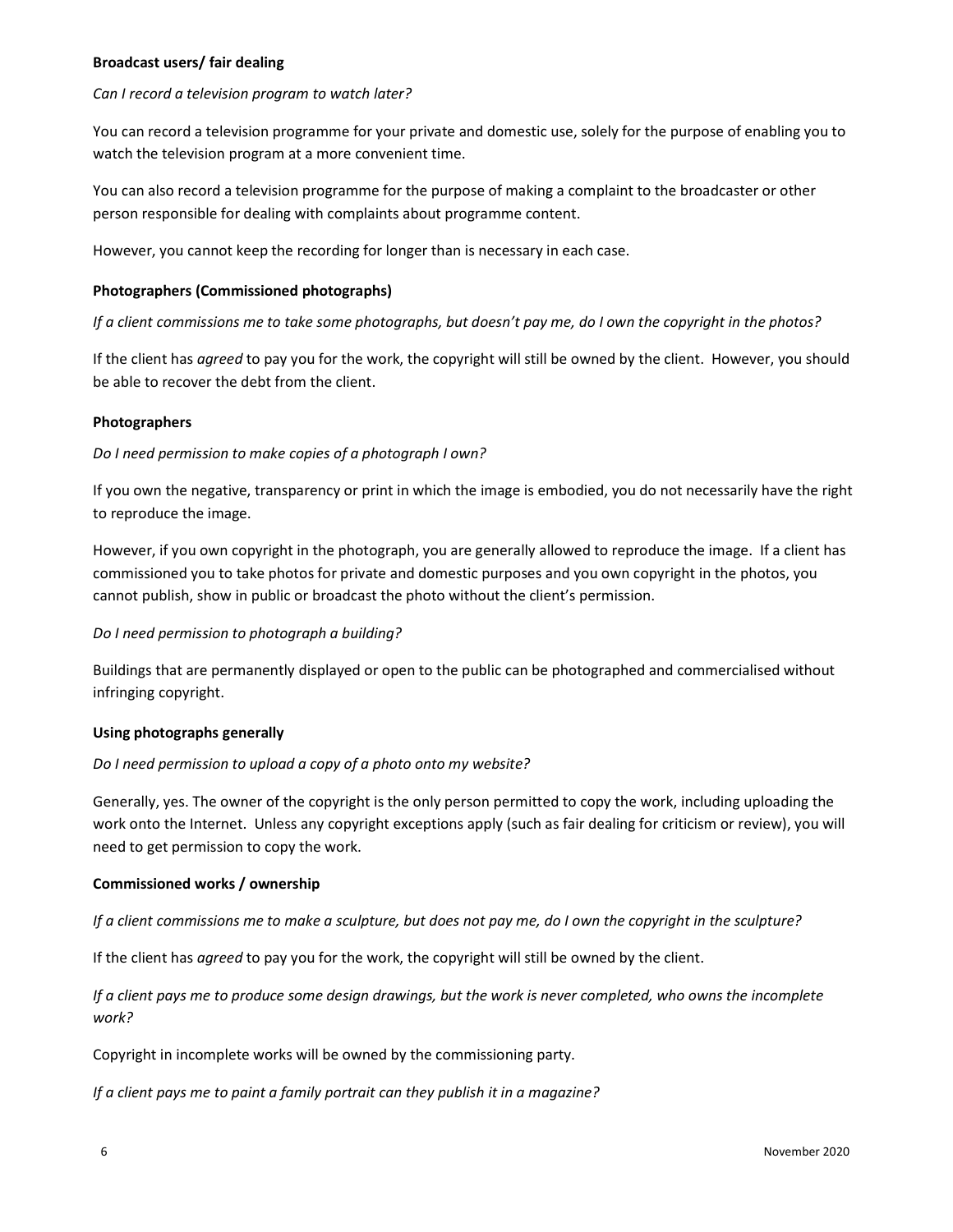**Broadcast users/ fair dealing**

*Can I record a television program to watch later?*

You can record a television programme for your private and domestic use, solely for the purpose of enabling you to watch the television program at a more convenient time.

You can also record a television programme for the purpose of making a complaint to the broadcaster or other person responsible for dealing with complaints about programme content.

However, you cannot keep the recording for longer than is necessary in each case.

**Photographers (Commissioned photographs)**

*If a client commissions me to take some photographs, but doesn't pay me, do I own the copyright in the photos?*

If the client has *agreed* to pay you for the work, the copyright will still be owned by the client. However, you should be able to recover the debt from the client.

**Photographers**

*Do I need permission to make copies of a photograph I own?*

If you own the negative, transparency or print in which the image is embodied, you do not necessarily have the right to reproduce the image.

However, if you own copyright in the photograph, you are generally allowed to reproduce the image. If a client has commissioned you to take photos for private and domestic purposes and you own copyright in the photos, you cannot publish, show in public or broadcast the photo without the client's permission.

*Do I need permission to photograph a building?*

Buildings that are permanently displayed or open to the public can be photographed and commercialised without infringing copyright.

**Using photographs generally**

*Do I need permission to upload a copy of a photo onto my website?*

Generally, yes. The owner of the copyright is the only person permitted to copy the work, including uploading the work onto the Internet. Unless any copyright exceptions apply (such as fair dealing for criticism or review), you will need to get permission to copy the work.

**Commissioned works / ownership**

*If a client commissions me to make a sculpture, but does not pay me, do I own the copyright in the sculpture?*

If the client has *agreed* to pay you for the work, the copyright will still be owned by the client.

*If a client pays me to produce some design drawings, but the work is never completed, who owns the incomplete work?*

Copyright in incomplete works will be owned by the commissioning party.

*If a client pays me to paint a family portrait can they publish it in a magazine?*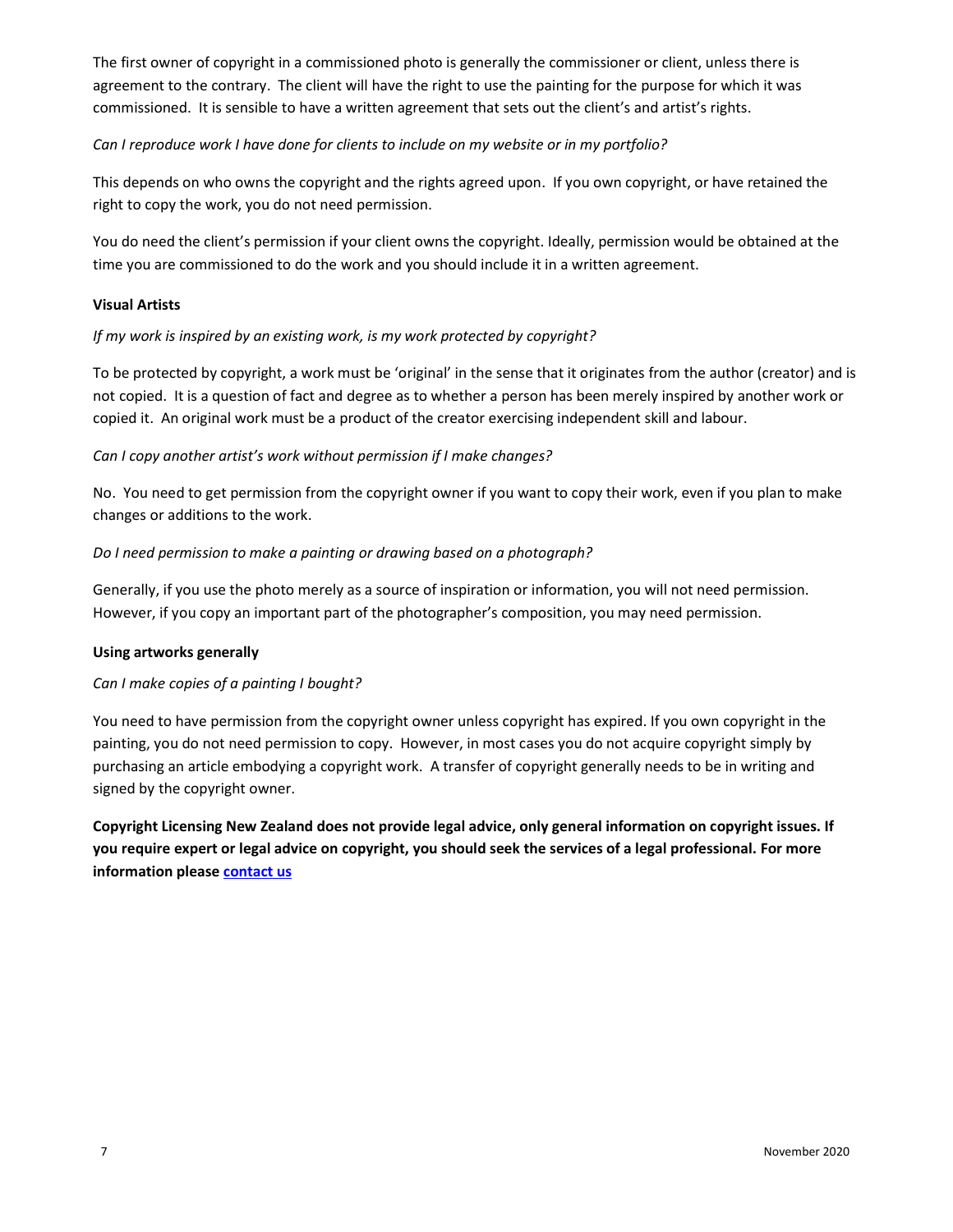The first owner of copyright in a commissioned photo is generally the commissioner or client, unless there is agreement to the contrary. The client will have the right to use the painting for the purpose for which it was commissioned. It is sensible to have a written agreement that sets out the client's and artist's rights.

*Can I reproduce work I have done for clients to include on my website or in my portfolio?*

This depends on who owns the copyright and the rights agreed upon. If you own copyright, or have retained the right to copy the work, you do not need permission.

You do need the client's permission if your client owns the copyright. Ideally, permission would be obtained at the time you are commissioned to do the work and you should include it in a written agreement.

**Visual Artists**

*If my work is inspired by an existing work, is my work protected by copyright?*

To be protected by copyright, a work must be 'original' in the sense that it originates from the author (creator) and is not copied. It is a question of fact and degree as to whether a person has been merely inspired by another work or copied it. An original work must be a product of the creator exercising independent skill and labour.

*Can I copy another artist's work without permission if I make changes?*

No. You need to get permission from the copyright owner if you want to copy their work, even if you plan to make changes or additions to the work.

*Do I need permission to make a painting or drawing based on a photograph?*

Generally, if you use the photo merely as a source of inspiration or information, you will not need permission. However, if you copy an important part of the photographer's composition, you may need permission.

**Using artworks generally**

*Can I make copies of a painting I bought?*

You need to have permission from the copyright owner unless copyright has expired. If you own copyright in the painting, you do not need permission to copy. However, in most cases you do not acquire copyright simply by purchasing an article embodying a copyright work. A transfer of copyright generally needs to be in writing and signed by the copyright owner.

**Copyright Licensing New Zealand does not provide legal advice, only general information on copyright issues. If you require expert or legal advice on copyright, you should seek the services of a legal professional. For more information please contact us**